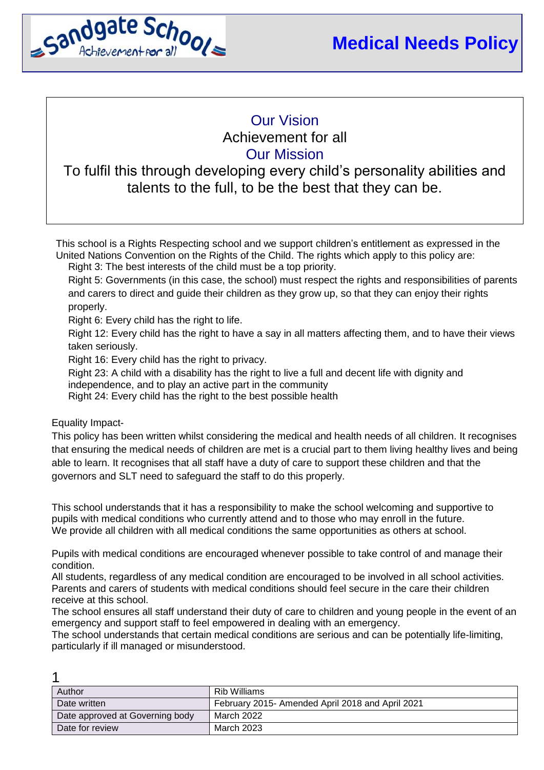Sandgate School – Achievement for all

# Medical Needs Policy

## Our Vision

Achievement for all

## Our Mission

To fulfil this through developing every child's personality abilities and talents to the full, to be the best that they can be.

This school is a Rights Respecting school and we support children's entitlement as expressed in the United Nations Convention on the Rights of the Child. The rights which apply to this policy are:

Right 3: The best interests of the child must be a top priority.

Right 5: Governments (in this case, the school) must respect the rights and responsibilities of parents and carers to direct and guide their children as they grow up, so that they can enjoy their rights properly.

Right 6: Every child has the right to life.

Right 12: Every child has the right to have a say in all matters affecting them, and to have their views taken seriously.

Right 16: Every child has the right to privacy.

Right 23: A child with a disability has the right to live a full and decent life with dignity and independence, and to play an active part in the community

Right 24: Every child has the right to the best possible health

Equality Impact-

This policy has been written whilst considering the medical and health needs of all children. It recognises that ensuring the medical needs of children are met is a crucial part to them living healthy lives and being able to learn. It recognises that all staff have a duty of care to support these children and that the governors and SLT need to safeguard the staff to do this properly.

This school understands that it has a responsibility to make the school welcoming and supportive to pupils with medical conditions who currently attend and to those who may enroll in the future.
We provide all children with all medical conditions the same opportunities as others at school.

Pupils with medical conditions are encouraged whenever possible to take control of and manage their condition.
All students, regardless of any medical condition are encouraged to be involved in all school activities.
Parents and carers of students with medical conditions should feel secure in the care their children receive at this school.
The school ensures all staff understand their duty of care to children and young people in the event of an emergency and support staff to feel empowered in dealing with an emergency.
The school understands that certain medical conditions are serious and can be potentially life-limiting, particularly if ill managed or misunderstood.

| Author | Rib Williams |
|---|---|
| Date written | February 2015- Amended April 2018 and April 2021 |
| Date approved at Governing body | March 2022 |
| Date for review | March 2023 |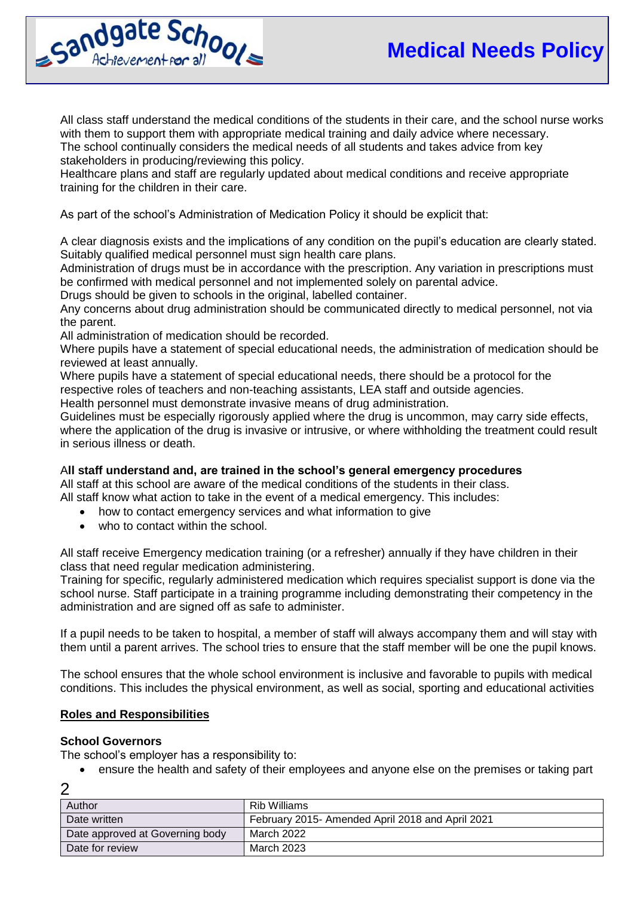All class staff understand the medical conditions of the students in their care, and the school nurse works with them to support them with appropriate medical training and daily advice where necessary.
The school continually considers the medical needs of all students and takes advice from key stakeholders in producing/reviewing this policy.
Healthcare plans and staff are regularly updated about medical conditions and receive appropriate training for the children in their care.

As part of the school's Administration of Medication Policy it should be explicit that:

A clear diagnosis exists and the implications of any condition on the pupil's education are clearly stated.
Suitably qualified medical personnel must sign health care plans.
Administration of drugs must be in accordance with the prescription. Any variation in prescriptions must be confirmed with medical personnel and not implemented solely on parental advice.
Drugs should be given to schools in the original, labelled container.
Any concerns about drug administration should be communicated directly to medical personnel, not via the parent.
All administration of medication should be recorded.
Where pupils have a statement of special educational needs, the administration of medication should be reviewed at least annually.
Where pupils have a statement of special educational needs, there should be a protocol for the respective roles of teachers and non-teaching assistants, LEA staff and outside agencies.
Health personnel must demonstrate invasive means of drug administration.
Guidelines must be especially rigorously applied where the drug is uncommon, may carry side effects, where the application of the drug is invasive or intrusive, or where withholding the treatment could result in serious illness or death.

**All staff understand and, are trained in the school's general emergency procedures**
All staff at this school are aware of the medical conditions of the students in their class.
All staff know what action to take in the event of a medical emergency. This includes:

- how to contact emergency services and what information to give
- who to contact within the school.

All staff receive Emergency medication training (or a refresher) annually if they have children in their class that need regular medication administering.
Training for specific, regularly administered medication which requires specialist support is done via the school nurse. Staff participate in a training programme including demonstrating their competency in the administration and are signed off as safe to administer.

If a pupil needs to be taken to hospital, a member of staff will always accompany them and will stay with them until a parent arrives. The school tries to ensure that the staff member will be one the pupil knows.

The school ensures that the whole school environment is inclusive and favorable to pupils with medical conditions. This includes the physical environment, as well as social, sporting and educational activities

**<u>Roles and Responsibilities</u>**

**School Governors**
The school's employer has a responsibility to:

- ensure the health and safety of their employees and anyone else on the premises or taking part

| Author | Rib Williams |
|---|---|
| Date written | February 2015- Amended April 2018 and April 2021 |
| Date approved at Governing body | March 2022 |
| Date for review | March 2023 |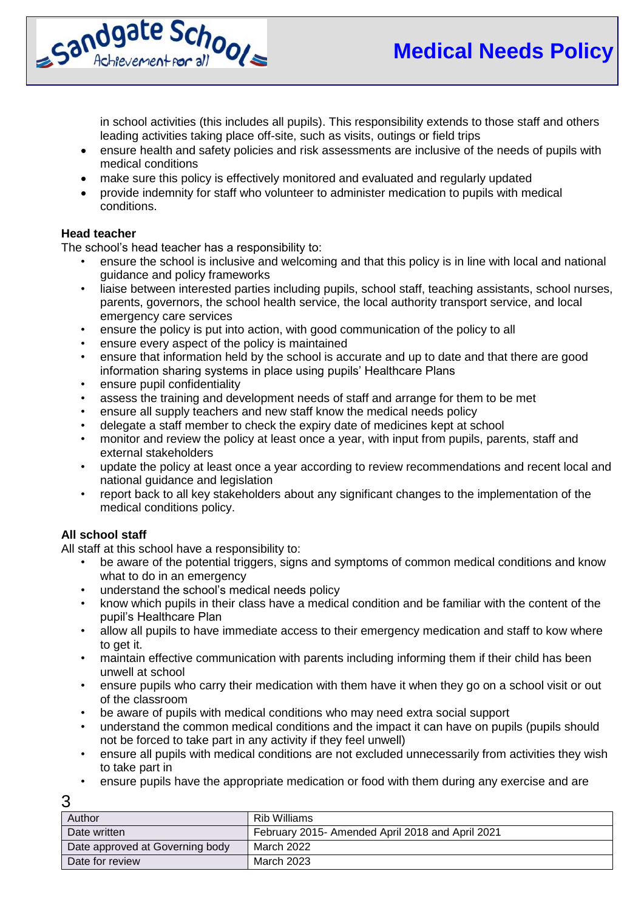in school activities (this includes all pupils). This responsibility extends to those staff and others leading activities taking place off-site, such as visits, outings or field trips

- ensure health and safety policies and risk assessments are inclusive of the needs of pupils with medical conditions
- make sure this policy is effectively monitored and evaluated and regularly updated
- provide indemnity for staff who volunteer to administer medication to pupils with medical conditions.

**Head teacher**

The school's head teacher has a responsibility to:

- ensure the school is inclusive and welcoming and that this policy is in line with local and national guidance and policy frameworks
- liaise between interested parties including pupils, school staff, teaching assistants, school nurses, parents, governors, the school health service, the local authority transport service, and local emergency care services
- ensure the policy is put into action, with good communication of the policy to all
- ensure every aspect of the policy is maintained
- ensure that information held by the school is accurate and up to date and that there are good information sharing systems in place using pupils' Healthcare Plans
- ensure pupil confidentiality
- assess the training and development needs of staff and arrange for them to be met
- ensure all supply teachers and new staff know the medical needs policy
- delegate a staff member to check the expiry date of medicines kept at school
- monitor and review the policy at least once a year, with input from pupils, parents, staff and external stakeholders
- update the policy at least once a year according to review recommendations and recent local and national guidance and legislation
- report back to all key stakeholders about any significant changes to the implementation of the medical conditions policy.

**All school staff**

All staff at this school have a responsibility to:

- be aware of the potential triggers, signs and symptoms of common medical conditions and know what to do in an emergency
- understand the school's medical needs policy
- know which pupils in their class have a medical condition and be familiar with the content of the pupil's Healthcare Plan
- allow all pupils to have immediate access to their emergency medication and staff to kow where to get it.
- maintain effective communication with parents including informing them if their child has been unwell at school
- ensure pupils who carry their medication with them have it when they go on a school visit or out of the classroom
- be aware of pupils with medical conditions who may need extra social support
- understand the common medical conditions and the impact it can have on pupils (pupils should not be forced to take part in any activity if they feel unwell)
- ensure all pupils with medical conditions are not excluded unnecessarily from activities they wish to take part in
- ensure pupils have the appropriate medication or food with them during any exercise and are

| Author | Rib Williams |
| --- | --- |
| Date written | February 2015- Amended April 2018 and April 2021 |
| Date approved at Governing body | March 2022 |
| Date for review | March 2023 |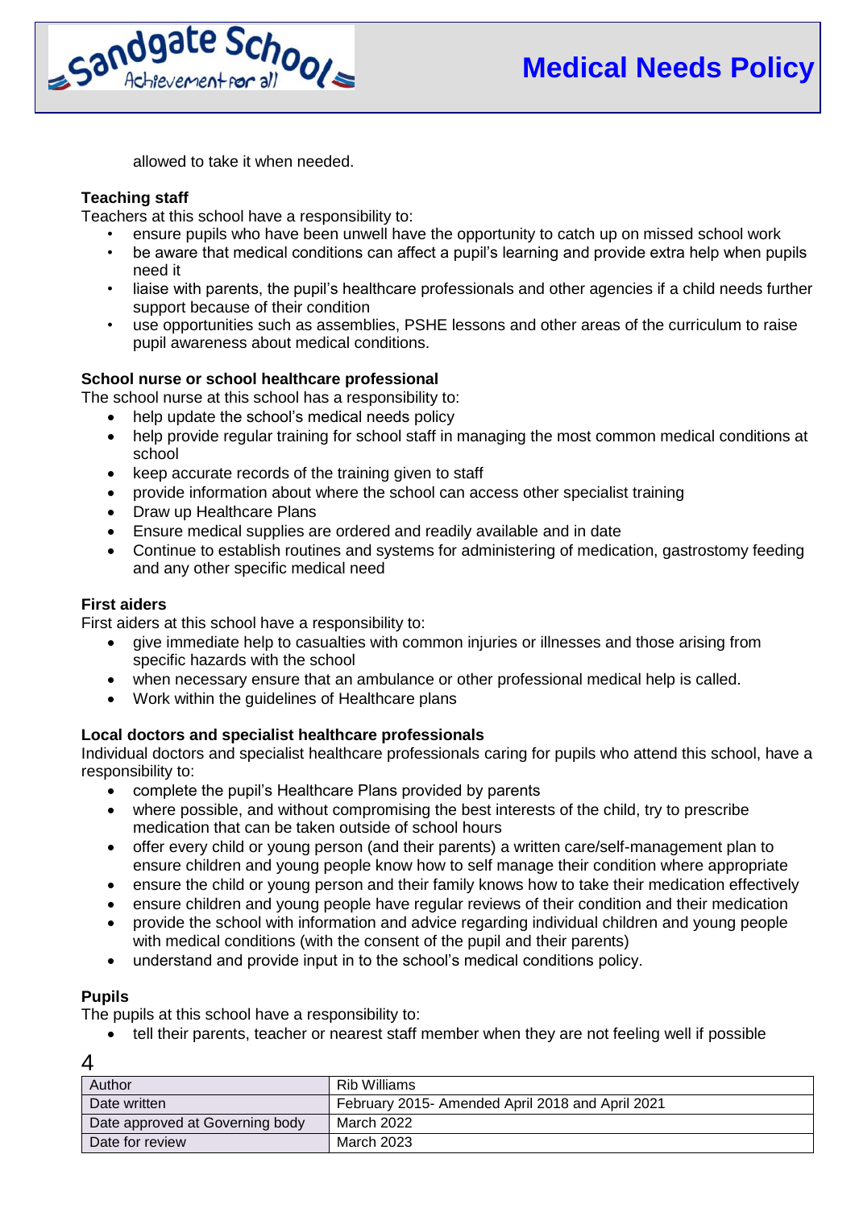allowed to take it when needed.

**Teaching staff**
Teachers at this school have a responsibility to:

- ensure pupils who have been unwell have the opportunity to catch up on missed school work
- be aware that medical conditions can affect a pupil's learning and provide extra help when pupils need it
- liaise with parents, the pupil's healthcare professionals and other agencies if a child needs further support because of their condition
- use opportunities such as assemblies, PSHE lessons and other areas of the curriculum to raise pupil awareness about medical conditions.

**School nurse or school healthcare professional**
The school nurse at this school has a responsibility to:

- help update the school's medical needs policy
- help provide regular training for school staff in managing the most common medical conditions at school
- keep accurate records of the training given to staff
- provide information about where the school can access other specialist training
- Draw up Healthcare Plans
- Ensure medical supplies are ordered and readily available and in date
- Continue to establish routines and systems for administering of medication, gastrostomy feeding and any other specific medical need

**First aiders**
First aiders at this school have a responsibility to:

- give immediate help to casualties with common injuries or illnesses and those arising from specific hazards with the school
- when necessary ensure that an ambulance or other professional medical help is called.
- Work within the guidelines of Healthcare plans

**Local doctors and specialist healthcare professionals**
Individual doctors and specialist healthcare professionals caring for pupils who attend this school, have a responsibility to:

- complete the pupil's Healthcare Plans provided by parents
- where possible, and without compromising the best interests of the child, try to prescribe medication that can be taken outside of school hours
- offer every child or young person (and their parents) a written care/self-management plan to ensure children and young people know how to self manage their condition where appropriate
- ensure the child or young person and their family knows how to take their medication effectively
- ensure children and young people have regular reviews of their condition and their medication
- provide the school with information and advice regarding individual children and young people with medical conditions (with the consent of the pupil and their parents)
- understand and provide input in to the school's medical conditions policy.

**Pupils**
The pupils at this school have a responsibility to:

- tell their parents, teacher or nearest staff member when they are not feeling well if possible

| Author | Rib Williams |
|---|---|
| Date written | February 2015- Amended April 2018 and April 2021 |
| Date approved at Governing body | March 2022 |
| Date for review | March 2023 |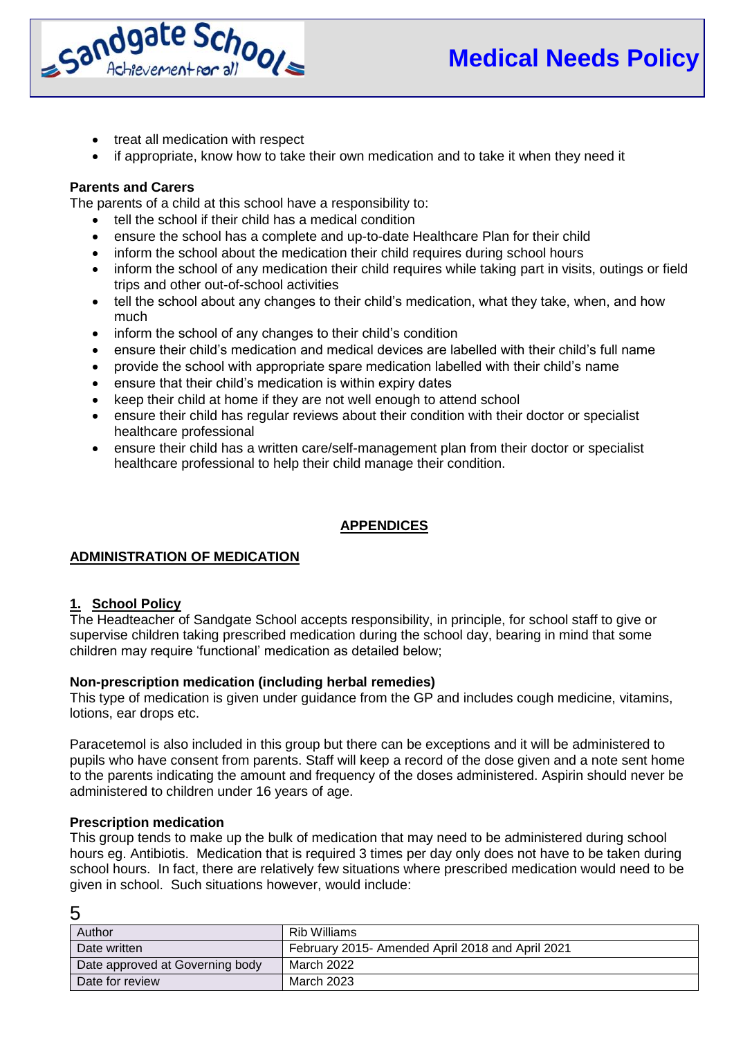- treat all medication with respect
- if appropriate, know how to take their own medication and to take it when they need it

**Parents and Carers**
The parents of a child at this school have a responsibility to:

- tell the school if their child has a medical condition
- ensure the school has a complete and up-to-date Healthcare Plan for their child
- inform the school about the medication their child requires during school hours
- inform the school of any medication their child requires while taking part in visits, outings or field trips and other out-of-school activities
- tell the school about any changes to their child's medication, what they take, when, and how much
- inform the school of any changes to their child's condition
- ensure their child's medication and medical devices are labelled with their child's full name
- provide the school with appropriate spare medication labelled with their child's name
- ensure that their child's medication is within expiry dates
- keep their child at home if they are not well enough to attend school
- ensure their child has regular reviews about their condition with their doctor or specialist healthcare professional
- ensure their child has a written care/self-management plan from their doctor or specialist healthcare professional to help their child manage their condition.

## APPENDICES

### ADMINISTRATION OF MEDICATION

**1. School Policy**
The Headteacher of Sandgate School accepts responsibility, in principle, for school staff to give or supervise children taking prescribed medication during the school day, bearing in mind that some children may require 'functional' medication as detailed below;

**Non-prescription medication (including herbal remedies)**
This type of medication is given under guidance from the GP and includes cough medicine, vitamins, lotions, ear drops etc.

Paracetemol is also included in this group but there can be exceptions and it will be administered to pupils who have consent from parents. Staff will keep a record of the dose given and a note sent home to the parents indicating the amount and frequency of the doses administered. Aspirin should never be administered to children under 16 years of age.

**Prescription medication**
This group tends to make up the bulk of medication that may need to be administered during school hours eg. Antibiotis. Medication that is required 3 times per day only does not have to be taken during school hours. In fact, there are relatively few situations where prescribed medication would need to be given in school. Such situations however, would include:

| Author | Rib Williams |
|---|---|
| Date written | February 2015- Amended April 2018 and April 2021 |
| Date approved at Governing body | March 2022 |
| Date for review | March 2023 |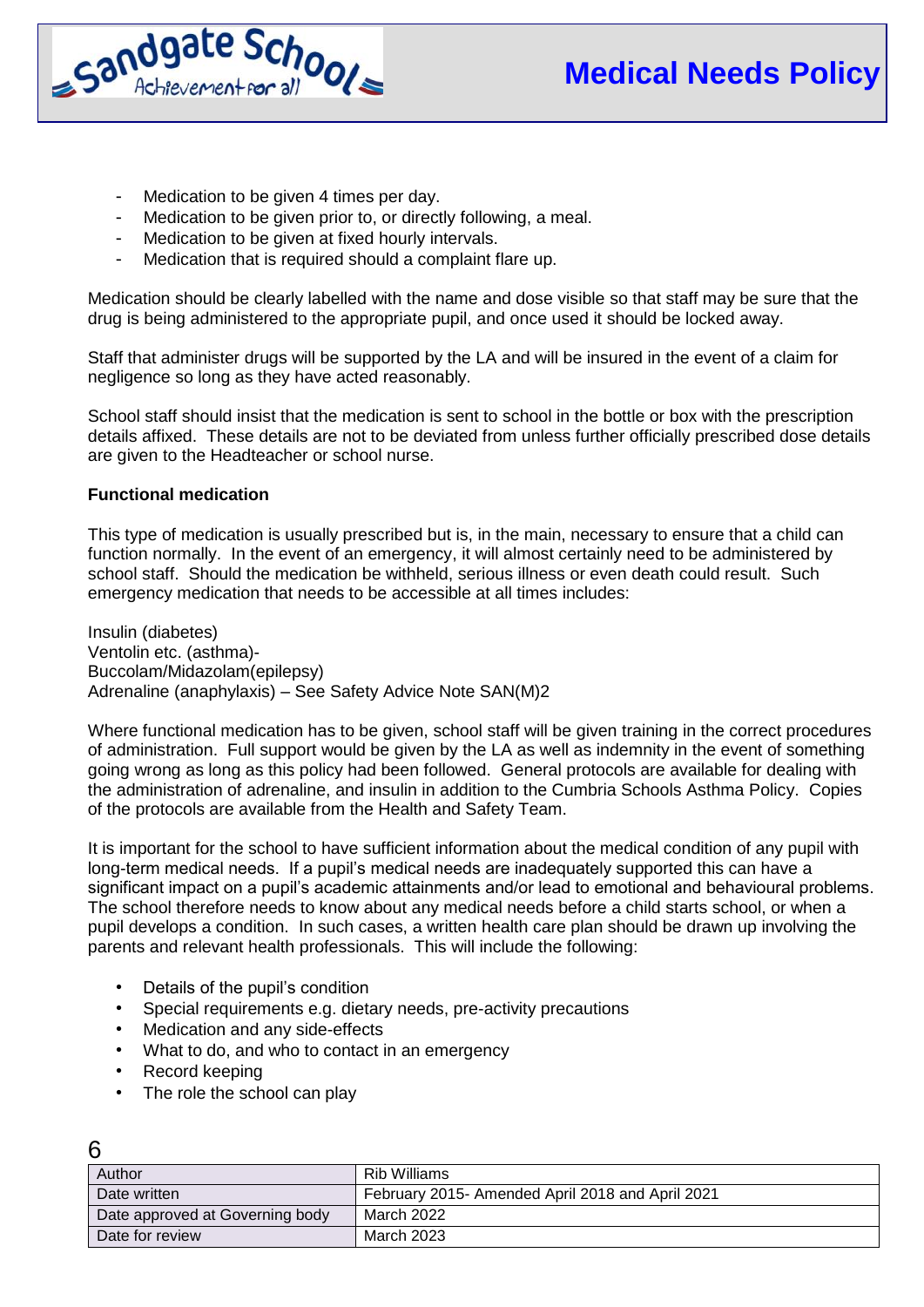- Medication to be given 4 times per day.
- Medication to be given prior to, or directly following, a meal.
- Medication to be given at fixed hourly intervals.
- Medication that is required should a complaint flare up.

Medication should be clearly labelled with the name and dose visible so that staff may be sure that the drug is being administered to the appropriate pupil, and once used it should be locked away.

Staff that administer drugs will be supported by the LA and will be insured in the event of a claim for negligence so long as they have acted reasonably.

School staff should insist that the medication is sent to school in the bottle or box with the prescription details affixed. These details are not to be deviated from unless further officially prescribed dose details are given to the Headteacher or school nurse.

**Functional medication**

This type of medication is usually prescribed but is, in the main, necessary to ensure that a child can function normally. In the event of an emergency, it will almost certainly need to be administered by school staff. Should the medication be withheld, serious illness or even death could result. Such emergency medication that needs to be accessible at all times includes:

Insulin (diabetes)
Ventolin etc. (asthma)-
Buccolam/Midazolam(epilepsy)
Adrenaline (anaphylaxis) – See Safety Advice Note SAN(M)2

Where functional medication has to be given, school staff will be given training in the correct procedures of administration. Full support would be given by the LA as well as indemnity in the event of something going wrong as long as this policy had been followed. General protocols are available for dealing with the administration of adrenaline, and insulin in addition to the Cumbria Schools Asthma Policy. Copies of the protocols are available from the Health and Safety Team.

It is important for the school to have sufficient information about the medical condition of any pupil with long-term medical needs. If a pupil's medical needs are inadequately supported this can have a significant impact on a pupil's academic attainments and/or lead to emotional and behavioural problems. The school therefore needs to know about any medical needs before a child starts school, or when a pupil develops a condition. In such cases, a written health care plan should be drawn up involving the parents and relevant health professionals. This will include the following:

- Details of the pupil's condition
- Special requirements e.g. dietary needs, pre-activity precautions
- Medication and any side-effects
- What to do, and who to contact in an emergency
- Record keeping
- The role the school can play

| Author | Rib Williams |
|---|---|
| Date written | February 2015- Amended April 2018 and April 2021 |
| Date approved at Governing body | March 2022 |
| Date for review | March 2023 |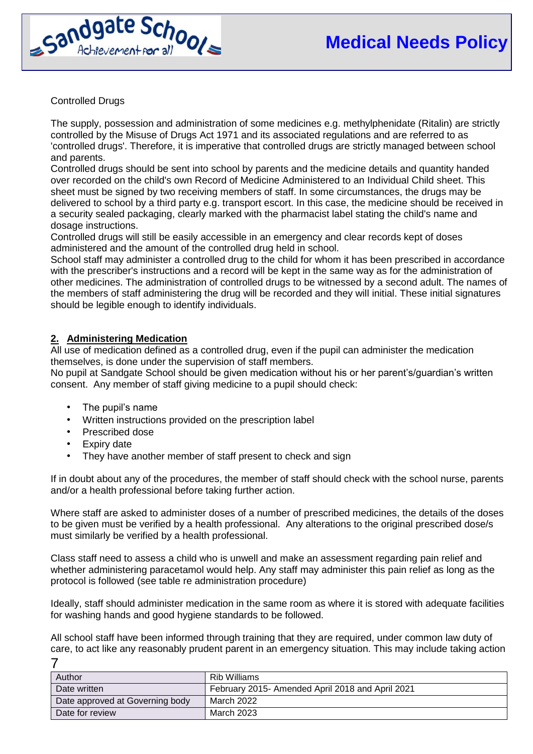Controlled Drugs

The supply, possession and administration of some medicines e.g. methylphenidate (Ritalin) are strictly controlled by the Misuse of Drugs Act 1971 and its associated regulations and are referred to as 'controlled drugs'. Therefore, it is imperative that controlled drugs are strictly managed between school and parents.
Controlled drugs should be sent into school by parents and the medicine details and quantity handed over recorded on the child's own Record of Medicine Administered to an Individual Child sheet. This sheet must be signed by two receiving members of staff. In some circumstances, the drugs may be delivered to school by a third party e.g. transport escort. In this case, the medicine should be received in a security sealed packaging, clearly marked with the pharmacist label stating the child's name and dosage instructions.
Controlled drugs will still be easily accessible in an emergency and clear records kept of doses administered and the amount of the controlled drug held in school.
School staff may administer a controlled drug to the child for whom it has been prescribed in accordance with the prescriber's instructions and a record will be kept in the same way as for the administration of other medicines. The administration of controlled drugs to be witnessed by a second adult. The names of the members of staff administering the drug will be recorded and they will initial. These initial signatures should be legible enough to identify individuals.

## 2. Administering Medication

All use of medication defined as a controlled drug, even if the pupil can administer the medication themselves, is done under the supervision of staff members.
No pupil at Sandgate School should be given medication without his or her parent's/guardian's written consent. Any member of staff giving medicine to a pupil should check:

- The pupil's name
- Written instructions provided on the prescription label
- Prescribed dose
- Expiry date
- They have another member of staff present to check and sign

If in doubt about any of the procedures, the member of staff should check with the school nurse, parents and/or a health professional before taking further action.

Where staff are asked to administer doses of a number of prescribed medicines, the details of the doses to be given must be verified by a health professional. Any alterations to the original prescribed dose/s must similarly be verified by a health professional.

Class staff need to assess a child who is unwell and make an assessment regarding pain relief and whether administering paracetamol would help. Any staff may administer this pain relief as long as the protocol is followed (see table re administration procedure)

Ideally, staff should administer medication in the same room as where it is stored with adequate facilities for washing hands and good hygiene standards to be followed.

All school staff have been informed through training that they are required, under common law duty of care, to act like any reasonably prudent parent in an emergency situation. This may include taking action

| Author | Rib Williams |
|---|---|
| Date written | February 2015- Amended April 2018 and April 2021 |
| Date approved at Governing body | March 2022 |
| Date for review | March 2023 |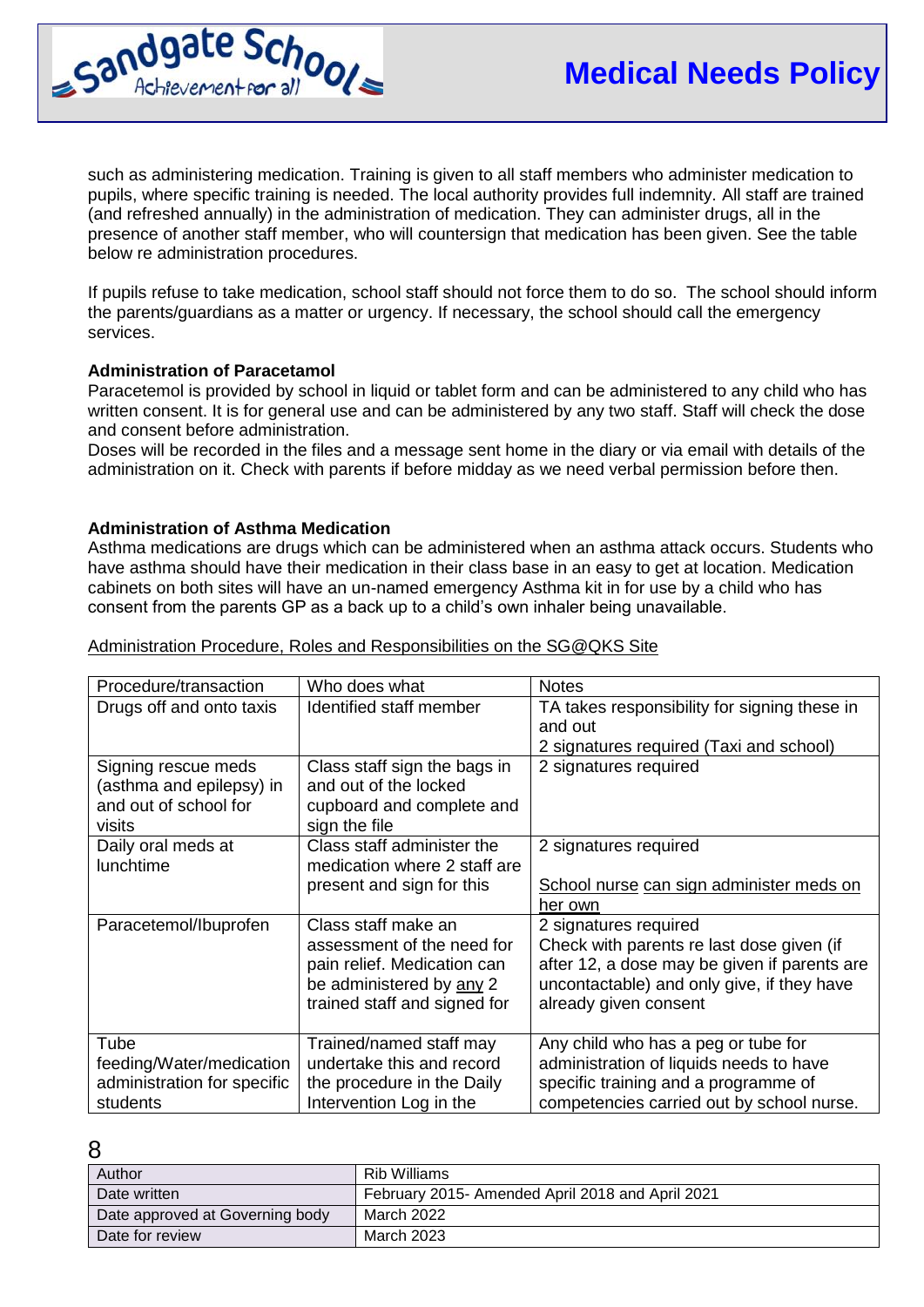such as administering medication. Training is given to all staff members who administer medication to pupils, where specific training is needed. The local authority provides full indemnity. All staff are trained (and refreshed annually) in the administration of medication. They can administer drugs, all in the presence of another staff member, who will countersign that medication has been given. See the table below re administration procedures.

If pupils refuse to take medication, school staff should not force them to do so. The school should inform the parents/guardians as a matter or urgency. If necessary, the school should call the emergency services.

**Administration of Paracetamol**

Paracetemol is provided by school in liquid or tablet form and can be administered to any child who has written consent. It is for general use and can be administered by any two staff. Staff will check the dose and consent before administration.
Doses will be recorded in the files and a message sent home in the diary or via email with details of the administration on it. Check with parents if before midday as we need verbal permission before then.

**Administration of Asthma Medication**

Asthma medications are drugs which can be administered when an asthma attack occurs. Students who have asthma should have their medication in their class base in an easy to get at location. Medication cabinets on both sites will have an un-named emergency Asthma kit in for use by a child who has consent from the parents GP as a back up to a child's own inhaler being unavailable.

<u>Administration Procedure, Roles and Responsibilities on the SG@QKS Site</u>

| Procedure/transaction | Who does what | Notes |
|---|---|---|
| Drugs off and onto taxis | Identified staff member | TA takes responsibility for signing these in and out<br>2 signatures required (Taxi and school) |
| Signing rescue meds (asthma and epilepsy) in and out of school for visits | Class staff sign the bags in and out of the locked cupboard and complete and sign the file | 2 signatures required |
| Daily oral meds at lunchtime | Class staff administer the medication where 2 staff are present and sign for this | 2 signatures required<br><br><u>School nurse can sign administer meds on her own</u> |
| Paracetemol/Ibuprofen | Class staff make an assessment of the need for pain relief. Medication can be administered by <u>any</u> 2 trained staff and signed for | 2 signatures required<br>Check with parents re last dose given (if after 12, a dose may be given if parents are uncontactable) and only give, if they have already given consent |
| Tube feeding/Water/medication administration for specific students | Trained/named staff may undertake this and record the procedure in the Daily Intervention Log in the | Any child who has a peg or tube for administration of liquids needs to have specific training and a programme of competencies carried out by school nurse. |

| Author | Rib Williams |
|---|---|
| Date written | February 2015- Amended April 2018 and April 2021 |
| Date approved at Governing body | March 2022 |
| Date for review | March 2023 |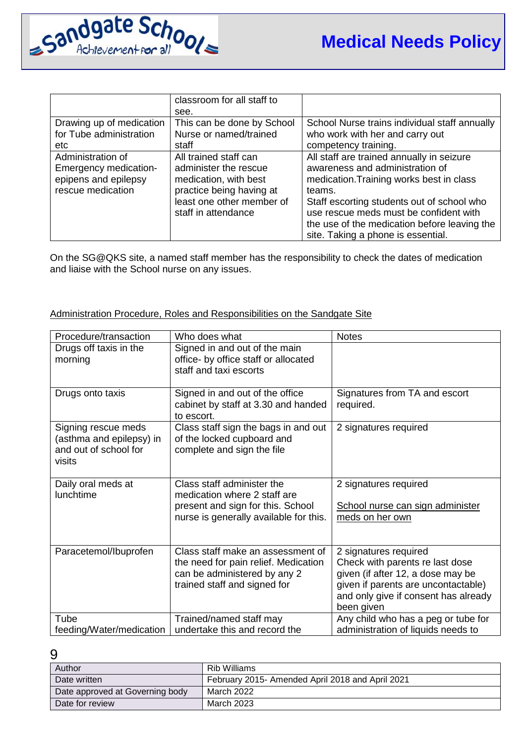| | classroom for all staff to see. | |
|---|---|---|
| Drawing up of medication for Tube administration etc | This can be done by School Nurse or named/trained staff | School Nurse trains individual staff annually who work with her and carry out competency training. |
| Administration of Emergency medication-epipens and epilepsy rescue medication | All trained staff can administer the rescue medication, with best practice being having at least one other member of staff in attendance | All staff are trained annually in seizure awareness and administration of medication.Training works best in class teams. Staff escorting students out of school who use rescue meds must be confident with the use of the medication before leaving the site. Taking a phone is essential. |

On the SG@QKS site, a named staff member has the responsibility to check the dates of medication and liaise with the School nurse on any issues.

Administration Procedure, Roles and Responsibilities on the Sandgate Site

| Procedure/transaction | Who does what | Notes |
|---|---|---|
| Drugs off taxis in the morning | Signed in and out of the main office- by office staff or allocated staff and taxi escorts | |
| Drugs onto taxis | Signed in and out of the office cabinet by staff at 3.30 and handed to escort. | Signatures from TA and escort required. |
| Signing rescue meds (asthma and epilepsy) in and out of school for visits | Class staff sign the bags in and out of the locked cupboard and complete and sign the file | 2 signatures required |
| Daily oral meds at lunchtime | Class staff administer the medication where 2 staff are present and sign for this. School nurse is generally available for this. | 2 signatures required<br><br>School nurse can sign administer meds on her own |
| Paracetemol/Ibuprofen | Class staff make an assessment of the need for pain relief. Medication can be administered by any 2 trained staff and signed for | 2 signatures required<br>Check with parents re last dose given (if after 12, a dose may be given if parents are uncontactable) and only give if consent has already been given |
| Tube feeding/Water/medication | Trained/named staff may undertake this and record the | Any child who has a peg or tube for administration of liquids needs to |

| Author | Rib Williams |
|---|---|
| Date written | February 2015- Amended April 2018 and April 2021 |
| Date approved at Governing body | March 2022 |
| Date for review | March 2023 |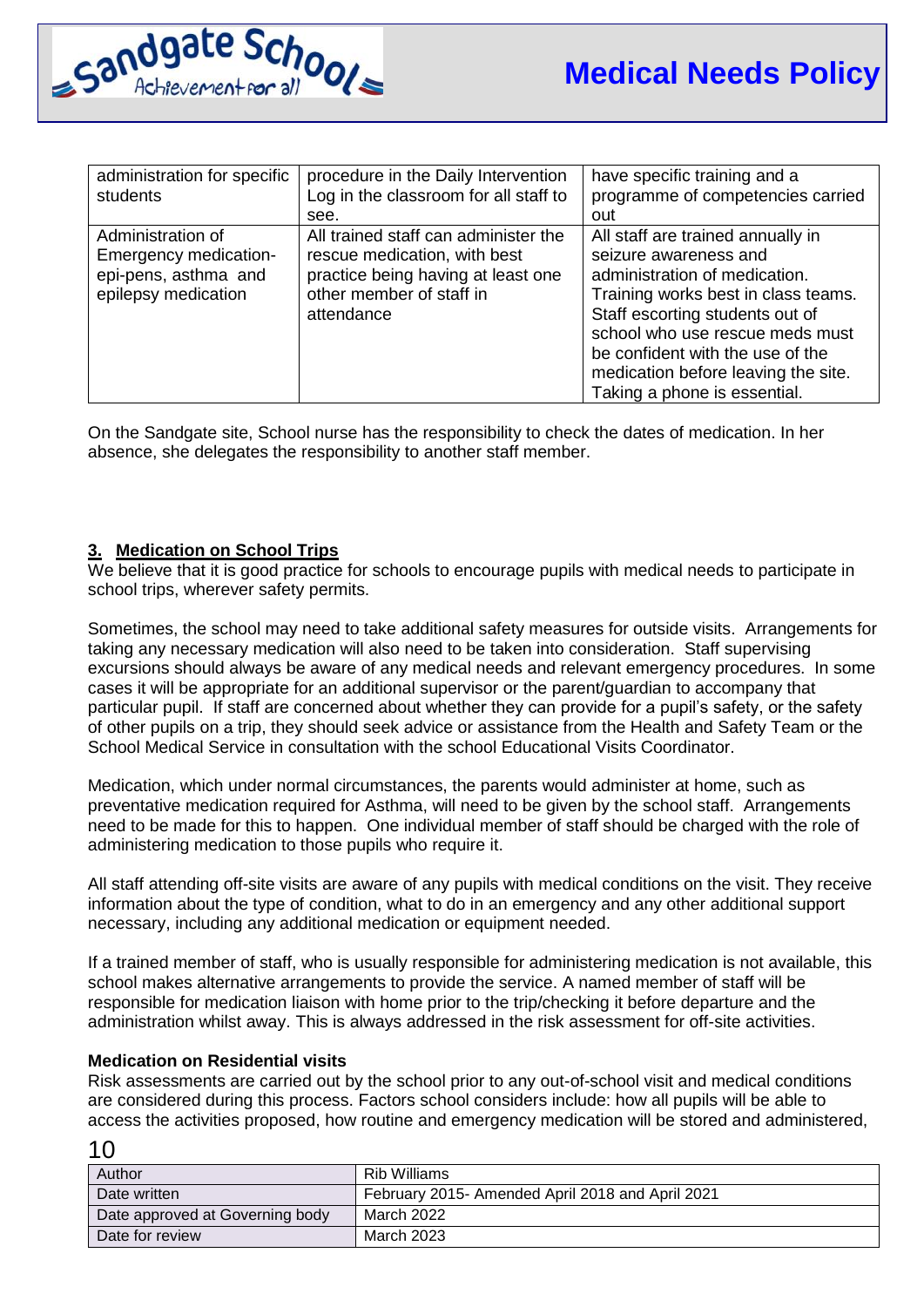| administration for specific students | procedure in the Daily Intervention Log in the classroom for all staff to see. | have specific training and a programme of competencies carried out |
|---|---|---|
| Administration of Emergency medication- epi-pens, asthma and epilepsy medication | All trained staff can administer the rescue medication, with best practice being having at least one other member of staff in attendance | All staff are trained annually in seizure awareness and administration of medication. Training works best in class teams. Staff escorting students out of school who use rescue meds must be confident with the use of the medication before leaving the site. Taking a phone is essential. |

On the Sandgate site, School nurse has the responsibility to check the dates of medication. In her absence, she delegates the responsibility to another staff member.

## 3. Medication on School Trips

We believe that it is good practice for schools to encourage pupils with medical needs to participate in school trips, wherever safety permits.

Sometimes, the school may need to take additional safety measures for outside visits. Arrangements for taking any necessary medication will also need to be taken into consideration. Staff supervising excursions should always be aware of any medical needs and relevant emergency procedures. In some cases it will be appropriate for an additional supervisor or the parent/guardian to accompany that particular pupil. If staff are concerned about whether they can provide for a pupil's safety, or the safety of other pupils on a trip, they should seek advice or assistance from the Health and Safety Team or the School Medical Service in consultation with the school Educational Visits Coordinator.

Medication, which under normal circumstances, the parents would administer at home, such as preventative medication required for Asthma, will need to be given by the school staff. Arrangements need to be made for this to happen. One individual member of staff should be charged with the role of administering medication to those pupils who require it.

All staff attending off-site visits are aware of any pupils with medical conditions on the visit. They receive information about the type of condition, what to do in an emergency and any other additional support necessary, including any additional medication or equipment needed.

If a trained member of staff, who is usually responsible for administering medication is not available, this school makes alternative arrangements to provide the service. A named member of staff will be responsible for medication liaison with home prior to the trip/checking it before departure and the administration whilst away. This is always addressed in the risk assessment for off-site activities.

**Medication on Residential visits**

Risk assessments are carried out by the school prior to any out-of-school visit and medical conditions are considered during this process. Factors school considers include: how all pupils will be able to access the activities proposed, how routine and emergency medication will be stored and administered,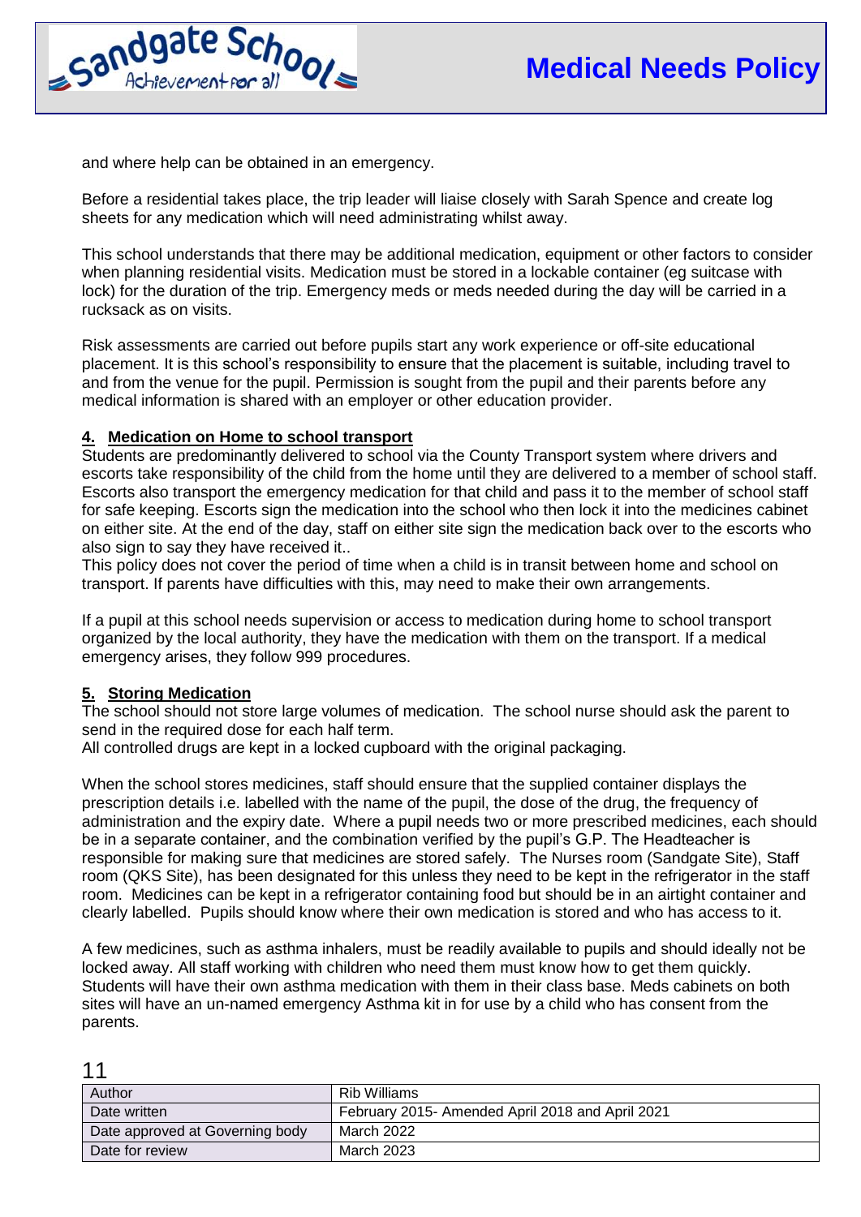and where help can be obtained in an emergency.

Before a residential takes place, the trip leader will liaise closely with Sarah Spence and create log sheets for any medication which will need administrating whilst away.

This school understands that there may be additional medication, equipment or other factors to consider when planning residential visits. Medication must be stored in a lockable container (eg suitcase with lock) for the duration of the trip. Emergency meds or meds needed during the day will be carried in a rucksack as on visits.

Risk assessments are carried out before pupils start any work experience or off-site educational placement. It is this school's responsibility to ensure that the placement is suitable, including travel to and from the venue for the pupil. Permission is sought from the pupil and their parents before any medical information is shared with an employer or other education provider.

## 4. Medication on Home to school transport

Students are predominantly delivered to school via the County Transport system where drivers and escorts take responsibility of the child from the home until they are delivered to a member of school staff. Escorts also transport the emergency medication for that child and pass it to the member of school staff for safe keeping. Escorts sign the medication into the school who then lock it into the medicines cabinet on either site. At the end of the day, staff on either site sign the medication back over to the escorts who also sign to say they have received it..
This policy does not cover the period of time when a child is in transit between home and school on transport. If parents have difficulties with this, may need to make their own arrangements.

If a pupil at this school needs supervision or access to medication during home to school transport organized by the local authority, they have the medication with them on the transport. If a medical emergency arises, they follow 999 procedures.

## 5. Storing Medication

The school should not store large volumes of medication. The school nurse should ask the parent to send in the required dose for each half term.
All controlled drugs are kept in a locked cupboard with the original packaging.

When the school stores medicines, staff should ensure that the supplied container displays the prescription details i.e. labelled with the name of the pupil, the dose of the drug, the frequency of administration and the expiry date. Where a pupil needs two or more prescribed medicines, each should be in a separate container, and the combination verified by the pupil's G.P. The Headteacher is responsible for making sure that medicines are stored safely. The Nurses room (Sandgate Site), Staff room (QKS Site), has been designated for this unless they need to be kept in the refrigerator in the staff room. Medicines can be kept in a refrigerator containing food but should be in an airtight container and clearly labelled. Pupils should know where their own medication is stored and who has access to it.

A few medicines, such as asthma inhalers, must be readily available to pupils and should ideally not be locked away. All staff working with children who need them must know how to get them quickly. Students will have their own asthma medication with them in their class base. Meds cabinets on both sites will have an un-named emergency Asthma kit in for use by a child who has consent from the parents.

| Author | Rib Williams |
|---|---|
| Date written | February 2015- Amended April 2018 and April 2021 |
| Date approved at Governing body | March 2022 |
| Date for review | March 2023 |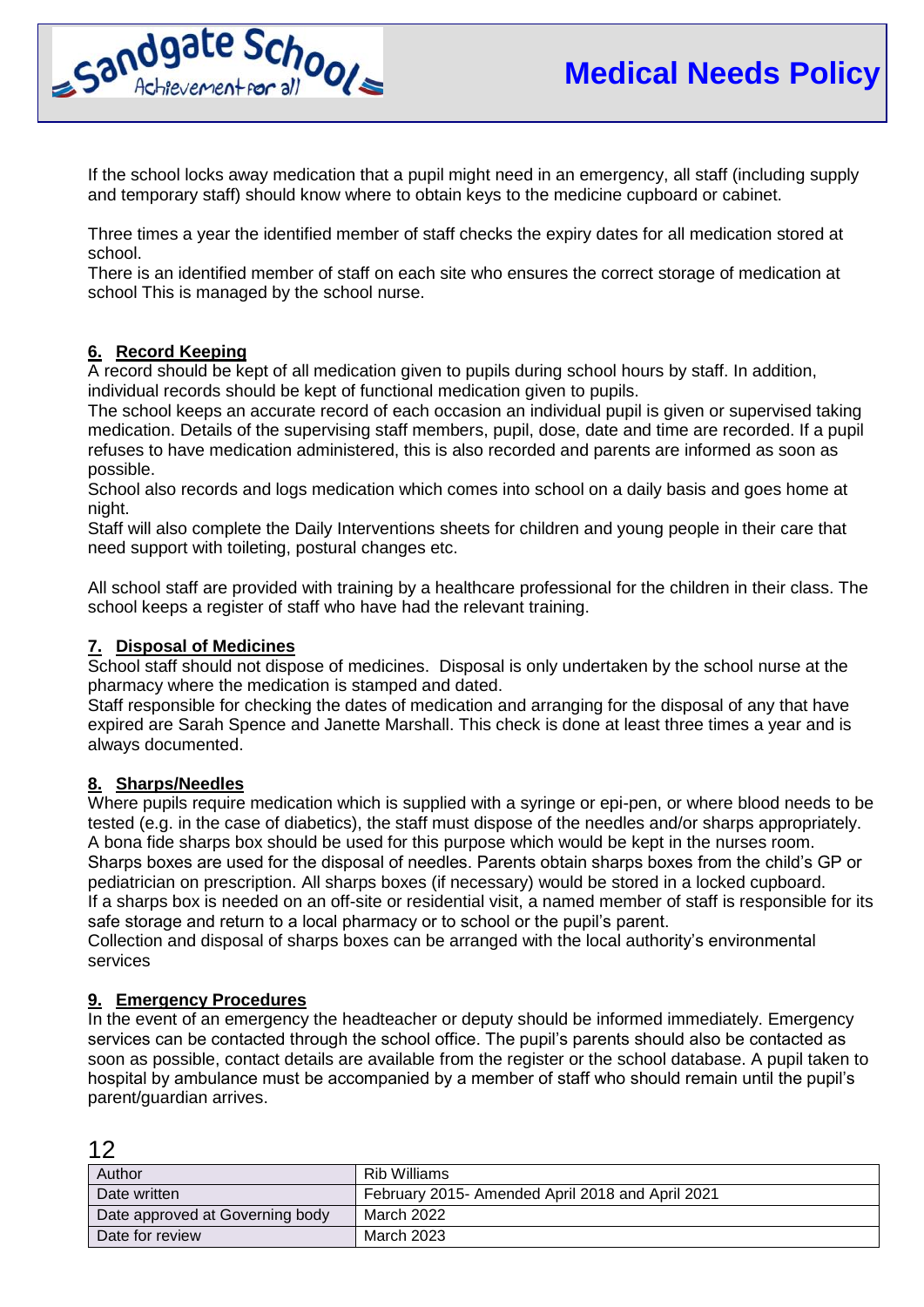If the school locks away medication that a pupil might need in an emergency, all staff (including supply and temporary staff) should know where to obtain keys to the medicine cupboard or cabinet.

Three times a year the identified member of staff checks the expiry dates for all medication stored at school.
There is an identified member of staff on each site who ensures the correct storage of medication at school This is managed by the school nurse.

## 6. Record Keeping

A record should be kept of all medication given to pupils during school hours by staff. In addition, individual records should be kept of functional medication given to pupils.
The school keeps an accurate record of each occasion an individual pupil is given or supervised taking medication. Details of the supervising staff members, pupil, dose, date and time are recorded. If a pupil refuses to have medication administered, this is also recorded and parents are informed as soon as possible.
School also records and logs medication which comes into school on a daily basis and goes home at night.
Staff will also complete the Daily Interventions sheets for children and young people in their care that need support with toileting, postural changes etc.

All school staff are provided with training by a healthcare professional for the children in their class. The school keeps a register of staff who have had the relevant training.

## 7. Disposal of Medicines

School staff should not dispose of medicines. Disposal is only undertaken by the school nurse at the pharmacy where the medication is stamped and dated.
Staff responsible for checking the dates of medication and arranging for the disposal of any that have expired are Sarah Spence and Janette Marshall. This check is done at least three times a year and is always documented.

## 8. Sharps/Needles

Where pupils require medication which is supplied with a syringe or epi-pen, or where blood needs to be tested (e.g. in the case of diabetics), the staff must dispose of the needles and/or sharps appropriately. A bona fide sharps box should be used for this purpose which would be kept in the nurses room.
Sharps boxes are used for the disposal of needles. Parents obtain sharps boxes from the child's GP or pediatrician on prescription. All sharps boxes (if necessary) would be stored in a locked cupboard.
If a sharps box is needed on an off-site or residential visit, a named member of staff is responsible for its safe storage and return to a local pharmacy or to school or the pupil's parent.
Collection and disposal of sharps boxes can be arranged with the local authority's environmental services

## 9. Emergency Procedures

In the event of an emergency the headteacher or deputy should be informed immediately. Emergency services can be contacted through the school office. The pupil's parents should also be contacted as soon as possible, contact details are available from the register or the school database. A pupil taken to hospital by ambulance must be accompanied by a member of staff who should remain until the pupil's parent/guardian arrives.

| Author | Rib Williams |
|---|---|
| Date written | February 2015- Amended April 2018 and April 2021 |
| Date approved at Governing body | March 2022 |
| Date for review | March 2023 |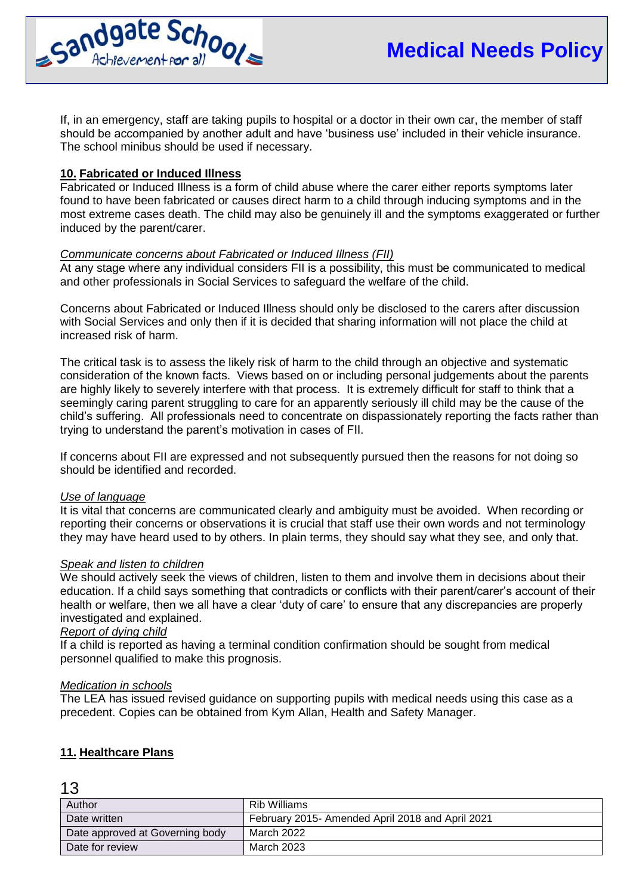If, in an emergency, staff are taking pupils to hospital or a doctor in their own car, the member of staff should be accompanied by another adult and have 'business use' included in their vehicle insurance. The school minibus should be used if necessary.

## 10. Fabricated or Induced Illness

Fabricated or Induced Illness is a form of child abuse where the carer either reports symptoms later found to have been fabricated or causes direct harm to a child through inducing symptoms and in the most extreme cases death. The child may also be genuinely ill and the symptoms exaggerated or further induced by the parent/carer.

*Communicate concerns about Fabricated or Induced Illness (FII)*

At any stage where any individual considers FII is a possibility, this must be communicated to medical and other professionals in Social Services to safeguard the welfare of the child.

Concerns about Fabricated or Induced Illness should only be disclosed to the carers after discussion with Social Services and only then if it is decided that sharing information will not place the child at increased risk of harm.

The critical task is to assess the likely risk of harm to the child through an objective and systematic consideration of the known facts. Views based on or including personal judgements about the parents are highly likely to severely interfere with that process. It is extremely difficult for staff to think that a seemingly caring parent struggling to care for an apparently seriously ill child may be the cause of the child's suffering. All professionals need to concentrate on dispassionately reporting the facts rather than trying to understand the parent's motivation in cases of FII.

If concerns about FII are expressed and not subsequently pursued then the reasons for not doing so should be identified and recorded.

*Use of language*

It is vital that concerns are communicated clearly and ambiguity must be avoided. When recording or reporting their concerns or observations it is crucial that staff use their own words and not terminology they may have heard used to by others. In plain terms, they should say what they see, and only that.

*Speak and listen to children*

We should actively seek the views of children, listen to them and involve them in decisions about their education. If a child says something that contradicts or conflicts with their parent/carer's account of their health or welfare, then we all have a clear 'duty of care' to ensure that any discrepancies are properly investigated and explained.

*Report of dying child*

If a child is reported as having a terminal condition confirmation should be sought from medical personnel qualified to make this prognosis.

*Medication in schools*

The LEA has issued revised guidance on supporting pupils with medical needs using this case as a precedent. Copies can be obtained from Kym Allan, Health and Safety Manager.

## 11. Healthcare Plans

| Author | Rib Williams |
|---|---|
| Date written | February 2015- Amended April 2018 and April 2021 |
| Date approved at Governing body | March 2022 |
| Date for review | March 2023 |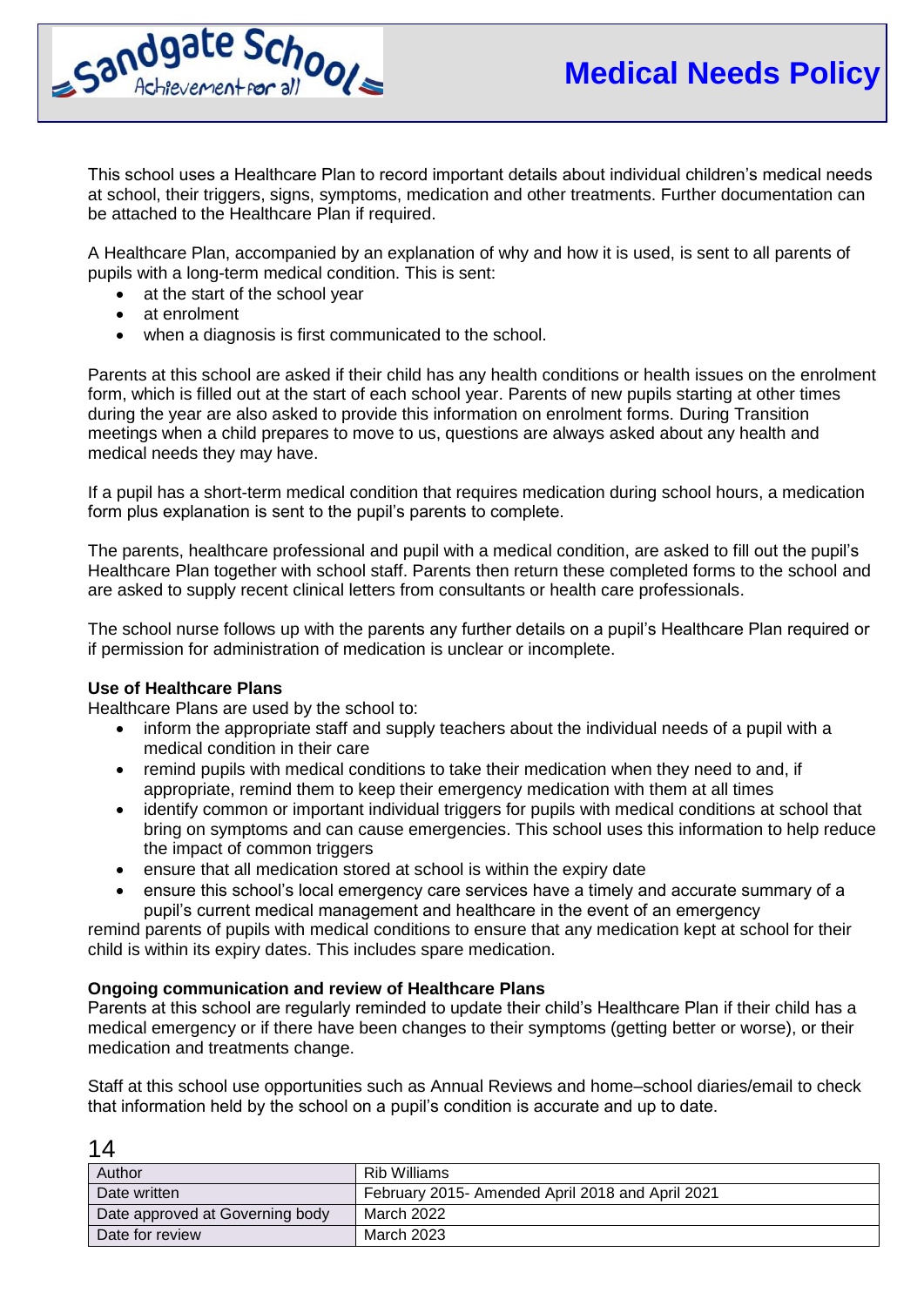This school uses a Healthcare Plan to record important details about individual children's medical needs at school, their triggers, signs, symptoms, medication and other treatments. Further documentation can be attached to the Healthcare Plan if required.

A Healthcare Plan, accompanied by an explanation of why and how it is used, is sent to all parents of pupils with a long-term medical condition. This is sent:

- at the start of the school year
- at enrolment
- when a diagnosis is first communicated to the school.

Parents at this school are asked if their child has any health conditions or health issues on the enrolment form, which is filled out at the start of each school year. Parents of new pupils starting at other times during the year are also asked to provide this information on enrolment forms. During Transition meetings when a child prepares to move to us, questions are always asked about any health and medical needs they may have.

If a pupil has a short-term medical condition that requires medication during school hours, a medication form plus explanation is sent to the pupil's parents to complete.

The parents, healthcare professional and pupil with a medical condition, are asked to fill out the pupil's Healthcare Plan together with school staff. Parents then return these completed forms to the school and are asked to supply recent clinical letters from consultants or health care professionals.

The school nurse follows up with the parents any further details on a pupil's Healthcare Plan required or if permission for administration of medication is unclear or incomplete.

**Use of Healthcare Plans**
Healthcare Plans are used by the school to:

- inform the appropriate staff and supply teachers about the individual needs of a pupil with a medical condition in their care
- remind pupils with medical conditions to take their medication when they need to and, if appropriate, remind them to keep their emergency medication with them at all times
- identify common or important individual triggers for pupils with medical conditions at school that bring on symptoms and can cause emergencies. This school uses this information to help reduce the impact of common triggers
- ensure that all medication stored at school is within the expiry date
- ensure this school's local emergency care services have a timely and accurate summary of a pupil's current medical management and healthcare in the event of an emergency

remind parents of pupils with medical conditions to ensure that any medication kept at school for their child is within its expiry dates. This includes spare medication.

**Ongoing communication and review of Healthcare Plans**
Parents at this school are regularly reminded to update their child's Healthcare Plan if their child has a medical emergency or if there have been changes to their symptoms (getting better or worse), or their medication and treatments change.

Staff at this school use opportunities such as Annual Reviews and home–school diaries/email to check that information held by the school on a pupil's condition is accurate and up to date.

| Author | Rib Williams |
|---|---|
| Date written | February 2015- Amended April 2018 and April 2021 |
| Date approved at Governing body | March 2022 |
| Date for review | March 2023 |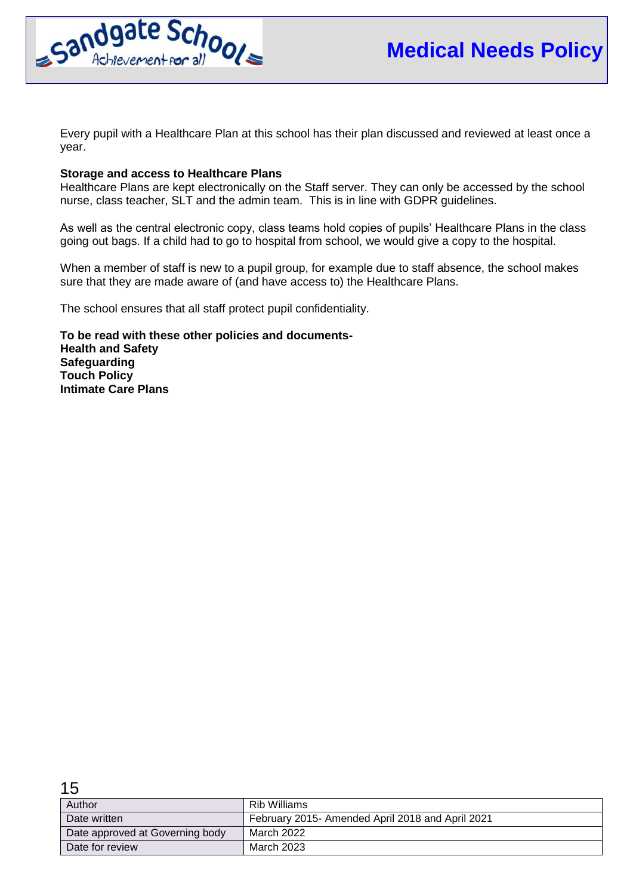Every pupil with a Healthcare Plan at this school has their plan discussed and reviewed at least once a year.

**Storage and access to Healthcare Plans**

Healthcare Plans are kept electronically on the Staff server. They can only be accessed by the school nurse, class teacher, SLT and the admin team. This is in line with GDPR guidelines.

As well as the central electronic copy, class teams hold copies of pupils' Healthcare Plans in the class going out bags. If a child had to go to hospital from school, we would give a copy to the hospital.

When a member of staff is new to a pupil group, for example due to staff absence, the school makes sure that they are made aware of (and have access to) the Healthcare Plans.

The school ensures that all staff protect pupil confidentiality.

**To be read with these other policies and documents-**
**Health and Safety**
**Safeguarding**
**Touch Policy**
**Intimate Care Plans**

| | |
|---|---|
| Author | Rib Williams |
| Date written | February 2015- Amended April 2018 and April 2021 |
| Date approved at Governing body | March 2022 |
| Date for review | March 2023 |